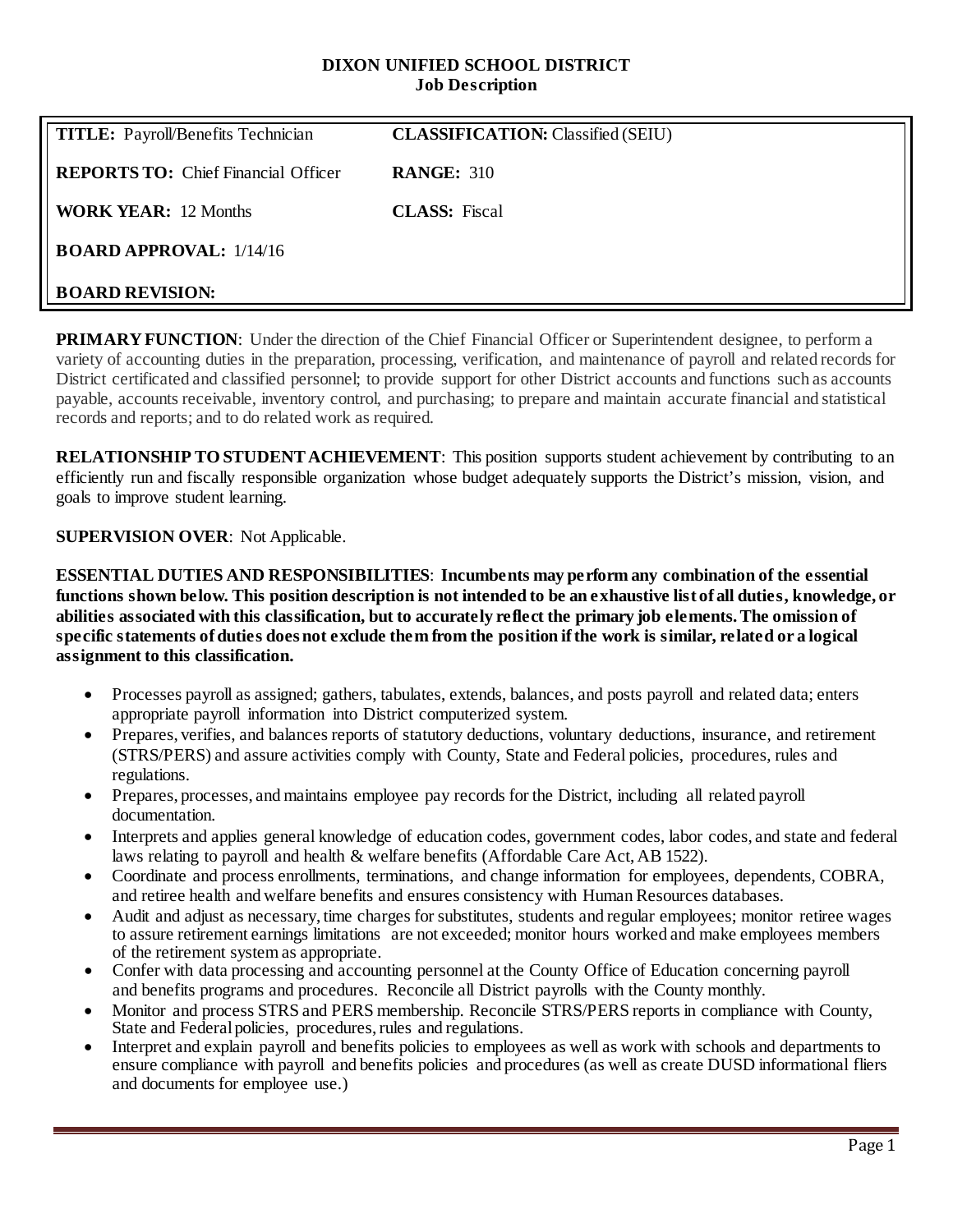# DIXON UNIFIED SCHOOL DISTRICT
## Job Description

| | |
|---|---|
| **TITLE:** Payroll/Benefits Technician | **CLASSIFICATION:** Classified (SEIU) |
| **REPORTS TO:** Chief Financial Officer | **RANGE:** 310 |
| **WORK YEAR:** 12 Months | **CLASS:** Fiscal |
| **BOARD APPROVAL:** 1/14/16 | |
| **BOARD REVISION:** | |

**PRIMARY FUNCTION**: Under the direction of the Chief Financial Officer or Superintendent designee, to perform a variety of accounting duties in the preparation, processing, verification, and maintenance of payroll and related records for District certificated and classified personnel; to provide support for other District accounts and functions such as accounts payable, accounts receivable, inventory control, and purchasing; to prepare and maintain accurate financial and statistical records and reports; and to do related work as required.

**RELATIONSHIP TO STUDENT ACHIEVEMENT**: This position supports student achievement by contributing to an efficiently run and fiscally responsible organization whose budget adequately supports the District's mission, vision, and goals to improve student learning.

**SUPERVISION OVER**: Not Applicable.

**ESSENTIAL DUTIES AND RESPONSIBILITIES**: **Incumbents may perform any combination of the essential functions shown below. This position description is not intended to be an exhaustive list of all duties, knowledge, or abilities associated with this classification, but to accurately reflect the primary job elements. The omission of specific statements of duties does not exclude them from the position if the work is similar, related or a logical assignment to this classification.**

- Processes payroll as assigned; gathers, tabulates, extends, balances, and posts payroll and related data; enters appropriate payroll information into District computerized system.
- Prepares, verifies, and balances reports of statutory deductions, voluntary deductions, insurance, and retirement (STRS/PERS) and assure activities comply with County, State and Federal policies, procedures, rules and regulations.
- Prepares, processes, and maintains employee pay records for the District, including all related payroll documentation.
- Interprets and applies general knowledge of education codes, government codes, labor codes, and state and federal laws relating to payroll and health & welfare benefits (Affordable Care Act, AB 1522).
- Coordinate and process enrollments, terminations, and change information for employees, dependents, COBRA, and retiree health and welfare benefits and ensures consistency with Human Resources databases.
- Audit and adjust as necessary, time charges for substitutes, students and regular employees; monitor retiree wages to assure retirement earnings limitations are not exceeded; monitor hours worked and make employees members of the retirement system as appropriate.
- Confer with data processing and accounting personnel at the County Office of Education concerning payroll and benefits programs and procedures. Reconcile all District payrolls with the County monthly.
- Monitor and process STRS and PERS membership. Reconcile STRS/PERS reports in compliance with County, State and Federal policies, procedures, rules and regulations.
- Interpret and explain payroll and benefits policies to employees as well as work with schools and departments to ensure compliance with payroll and benefits policies and procedures (as well as create DUSD informational fliers and documents for employee use.)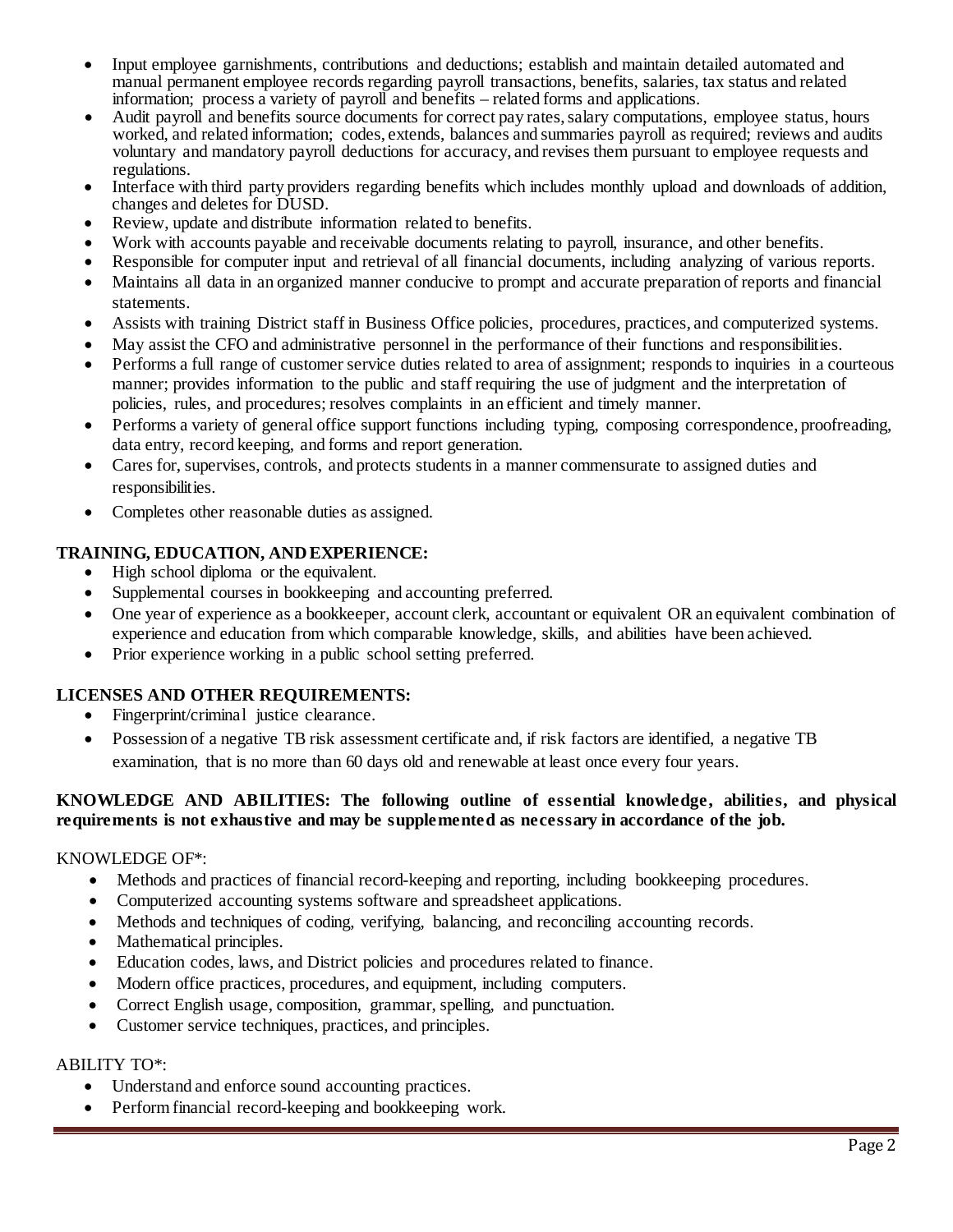- Input employee garnishments, contributions and deductions; establish and maintain detailed automated and manual permanent employee records regarding payroll transactions, benefits, salaries, tax status and related information; process a variety of payroll and benefits – related forms and applications.
- Audit payroll and benefits source documents for correct pay rates, salary computations, employee status, hours worked, and related information; codes, extends, balances and summaries payroll as required; reviews and audits voluntary and mandatory payroll deductions for accuracy, and revises them pursuant to employee requests and regulations.
- Interface with third party providers regarding benefits which includes monthly upload and downloads of addition, changes and deletes for DUSD.
- Review, update and distribute information related to benefits.
- Work with accounts payable and receivable documents relating to payroll, insurance, and other benefits.
- Responsible for computer input and retrieval of all financial documents, including analyzing of various reports.
- Maintains all data in an organized manner conducive to prompt and accurate preparation of reports and financial statements.
- Assists with training District staff in Business Office policies, procedures, practices, and computerized systems.
- May assist the CFO and administrative personnel in the performance of their functions and responsibilities.
- Performs a full range of customer service duties related to area of assignment; responds to inquiries in a courteous manner; provides information to the public and staff requiring the use of judgment and the interpretation of policies, rules, and procedures; resolves complaints in an efficient and timely manner.
- Performs a variety of general office support functions including typing, composing correspondence, proofreading, data entry, record keeping, and forms and report generation.
- Cares for, supervises, controls, and protects students in a manner commensurate to assigned duties and responsibilities.
- Completes other reasonable duties as assigned.

**TRAINING, EDUCATION, AND EXPERIENCE:**

- High school diploma or the equivalent.
- Supplemental courses in bookkeeping and accounting preferred.
- One year of experience as a bookkeeper, account clerk, accountant or equivalent OR an equivalent combination of experience and education from which comparable knowledge, skills, and abilities have been achieved.
- Prior experience working in a public school setting preferred.

**LICENSES AND OTHER REQUIREMENTS:**

- Fingerprint/criminal justice clearance.
- Possession of a negative TB risk assessment certificate and, if risk factors are identified, a negative TB examination, that is no more than 60 days old and renewable at least once every four years.

**KNOWLEDGE AND ABILITIES: The following outline of essential knowledge, abilities, and physical requirements is not exhaustive and may be supplemented as necessary in accordance of the job.**

KNOWLEDGE OF*:

- Methods and practices of financial record-keeping and reporting, including bookkeeping procedures.
- Computerized accounting systems software and spreadsheet applications.
- Methods and techniques of coding, verifying, balancing, and reconciling accounting records.
- Mathematical principles.
- Education codes, laws, and District policies and procedures related to finance.
- Modern office practices, procedures, and equipment, including computers.
- Correct English usage, composition, grammar, spelling, and punctuation.
- Customer service techniques, practices, and principles.

ABILITY TO*:

- Understand and enforce sound accounting practices.
- Perform financial record-keeping and bookkeeping work.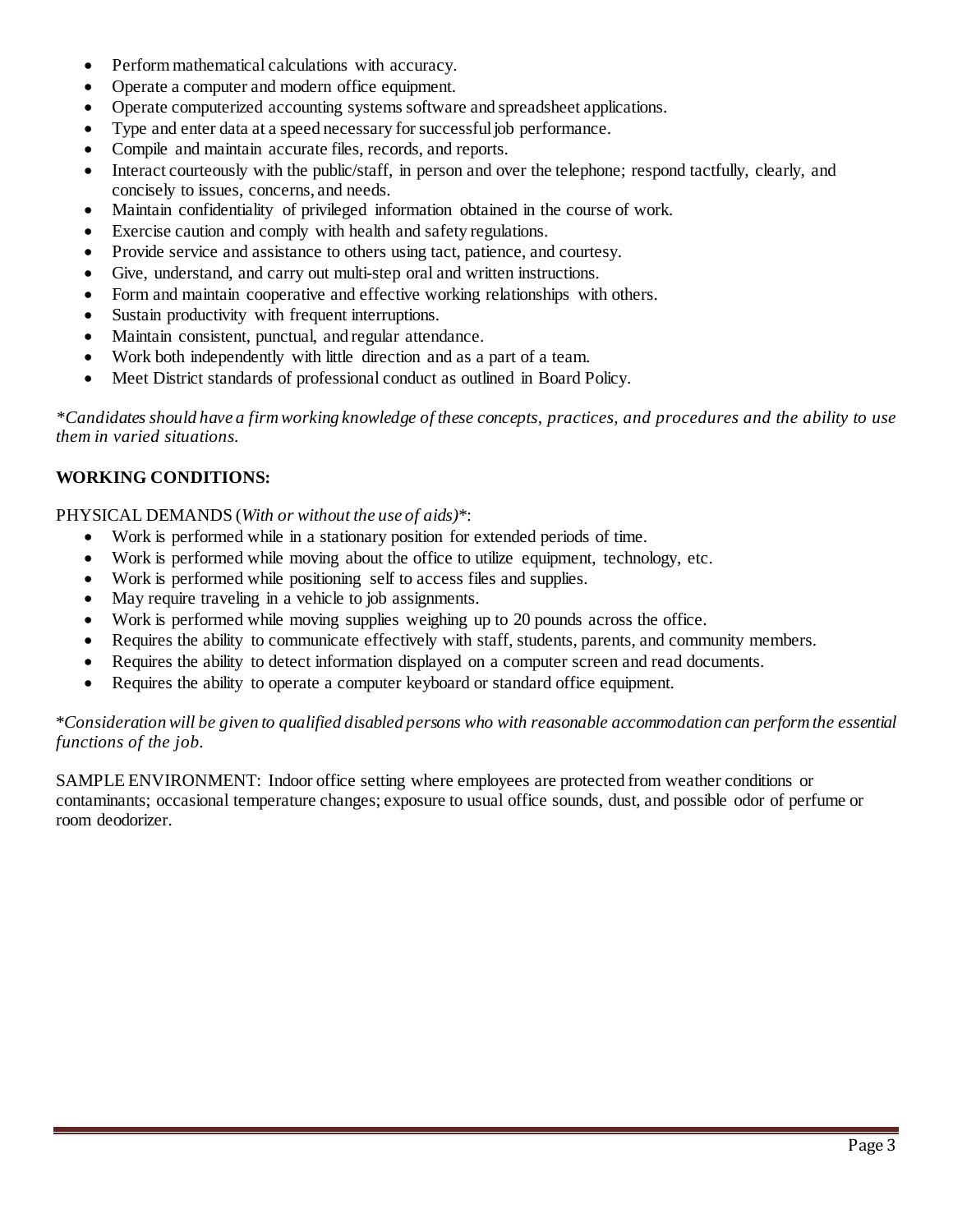- Perform mathematical calculations with accuracy.
- Operate a computer and modern office equipment.
- Operate computerized accounting systems software and spreadsheet applications.
- Type and enter data at a speed necessary for successful job performance.
- Compile and maintain accurate files, records, and reports.
- Interact courteously with the public/staff, in person and over the telephone; respond tactfully, clearly, and concisely to issues, concerns, and needs.
- Maintain confidentiality of privileged information obtained in the course of work.
- Exercise caution and comply with health and safety regulations.
- Provide service and assistance to others using tact, patience, and courtesy.
- Give, understand, and carry out multi-step oral and written instructions.
- Form and maintain cooperative and effective working relationships with others.
- Sustain productivity with frequent interruptions.
- Maintain consistent, punctual, and regular attendance.
- Work both independently with little direction and as a part of a team.
- Meet District standards of professional conduct as outlined in Board Policy.

*\*Candidates should have a firm working knowledge of these concepts, practices, and procedures and the ability to use them in varied situations.*

**WORKING CONDITIONS:**

PHYSICAL DEMANDS (*With or without the use of aids)*\*:

- Work is performed while in a stationary position for extended periods of time.
- Work is performed while moving about the office to utilize equipment, technology, etc.
- Work is performed while positioning self to access files and supplies.
- May require traveling in a vehicle to job assignments.
- Work is performed while moving supplies weighing up to 20 pounds across the office.
- Requires the ability to communicate effectively with staff, students, parents, and community members.
- Requires the ability to detect information displayed on a computer screen and read documents.
- Requires the ability to operate a computer keyboard or standard office equipment.

\**Consideration will be given to qualified disabled persons who with reasonable accommodation can perform the essential functions of the job.*

SAMPLE ENVIRONMENT: Indoor office setting where employees are protected from weather conditions or contaminants; occasional temperature changes; exposure to usual office sounds, dust, and possible odor of perfume or room deodorizer.